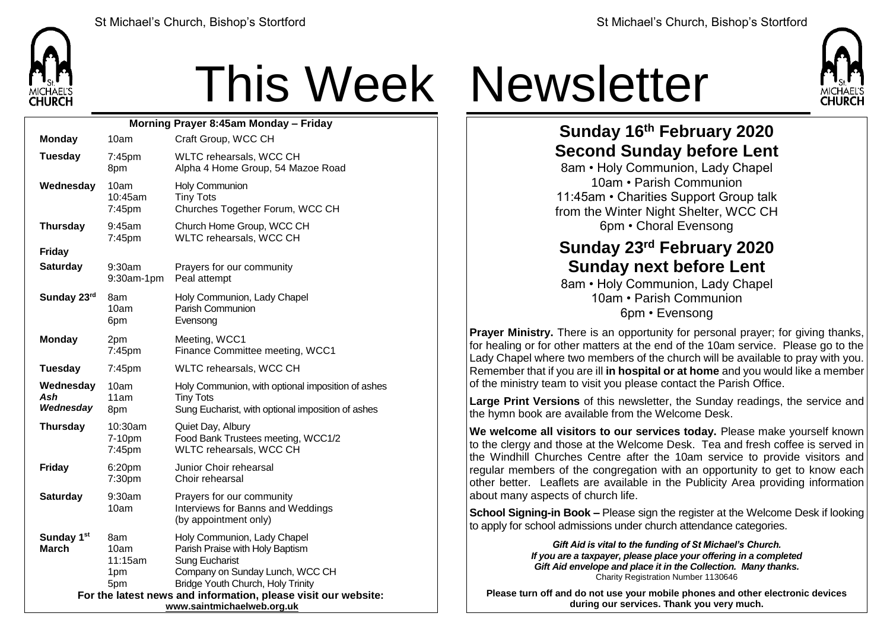# This Week Newsletter

**Morning Prayer 8:45am Monday – Friday**

| Day | Time | Event |
|---|---|---|
| **Monday** | 10am | Craft Group, WCC CH |
| **Tuesday** | 7:45pm<br>8pm | WLTC rehearsals, WCC CH<br>Alpha 4 Home Group, 54 Mazoe Road |
| **Wednesday** | 10am<br>10:45am<br>7:45pm | Holy Communion<br>Tiny Tots<br>Churches Together Forum, WCC CH |
| **Thursday** | 9:45am<br>7:45pm | Church Home Group, WCC CH<br>WLTC rehearsals, WCC CH |
| **Friday** | | |
| **Saturday** | 9:30am<br>9:30am-1pm | Prayers for our community<br>Peal attempt |
| **Sunday 23rd** | 8am<br>10am<br>6pm | Holy Communion, Lady Chapel<br>Parish Communion<br>Evensong |
| **Monday** | 2pm<br>7:45pm | Meeting, WCC1<br>Finance Committee meeting, WCC1 |
| **Tuesday** | 7:45pm | WLTC rehearsals, WCC CH |
| **Wednesday** *Ash Wednesday* | 10am<br>11am<br>8pm | Holy Communion, with optional imposition of ashes<br>Tiny Tots<br>Sung Eucharist, with optional imposition of ashes |
| **Thursday** | 10:30am<br>7-10pm<br>7:45pm | Quiet Day, Albury<br>Food Bank Trustees meeting, WCC1/2<br>WLTC rehearsals, WCC CH |
| **Friday** | 6:20pm<br>7:30pm | Junior Choir rehearsal<br>Choir rehearsal |
| **Saturday** | 9:30am<br>10am | Prayers for our community<br>Interviews for Banns and Weddings (by appointment only) |
| **Sunday 1st March** | 8am<br>10am<br>11:15am<br>1pm<br>5pm | Holy Communion, Lady Chapel<br>Parish Praise with Holy Baptism<br>Sung Eucharist<br>Company on Sunday Lunch, WCC CH<br>Bridge Youth Church, Holy Trinity |

**For the latest news and information, please visit our website:**
**www.saintmichaelweb.org.uk**

## Sunday 16th February 2020
## Second Sunday before Lent

8am • Holy Communion, Lady Chapel
10am • Parish Communion
11:45am • Charities Support Group talk from the Winter Night Shelter, WCC CH
6pm • Choral Evensong

## Sunday 23rd February 2020
## Sunday next before Lent

8am • Holy Communion, Lady Chapel
10am • Parish Communion
6pm • Evensong

**Prayer Ministry.** There is an opportunity for personal prayer; for giving thanks, for healing or for other matters at the end of the 10am service. Please go to the Lady Chapel where two members of the church will be available to pray with you. Remember that if you are ill **in hospital or at home** and you would like a member of the ministry team to visit you please contact the Parish Office.

**Large Print Versions** of this newsletter, the Sunday readings, the service and the hymn book are available from the Welcome Desk.

**We welcome all visitors to our services today.** Please make yourself known to the clergy and those at the Welcome Desk. Tea and fresh coffee is served in the Windhill Churches Centre after the 10am service to provide visitors and regular members of the congregation with an opportunity to get to know each other better. Leaflets are available in the Publicity Area providing information about many aspects of church life.

**School Signing-in Book –** Please sign the register at the Welcome Desk if looking to apply for school admissions under church attendance categories.

***Gift Aid is vital to the funding of St Michael's Church.***
***If you are a taxpayer, please place your offering in a completed Gift Aid envelope and place it in the Collection. Many thanks.***
Charity Registration Number 1130646

**Please turn off and do not use your mobile phones and other electronic devices during our services. Thank you very much.**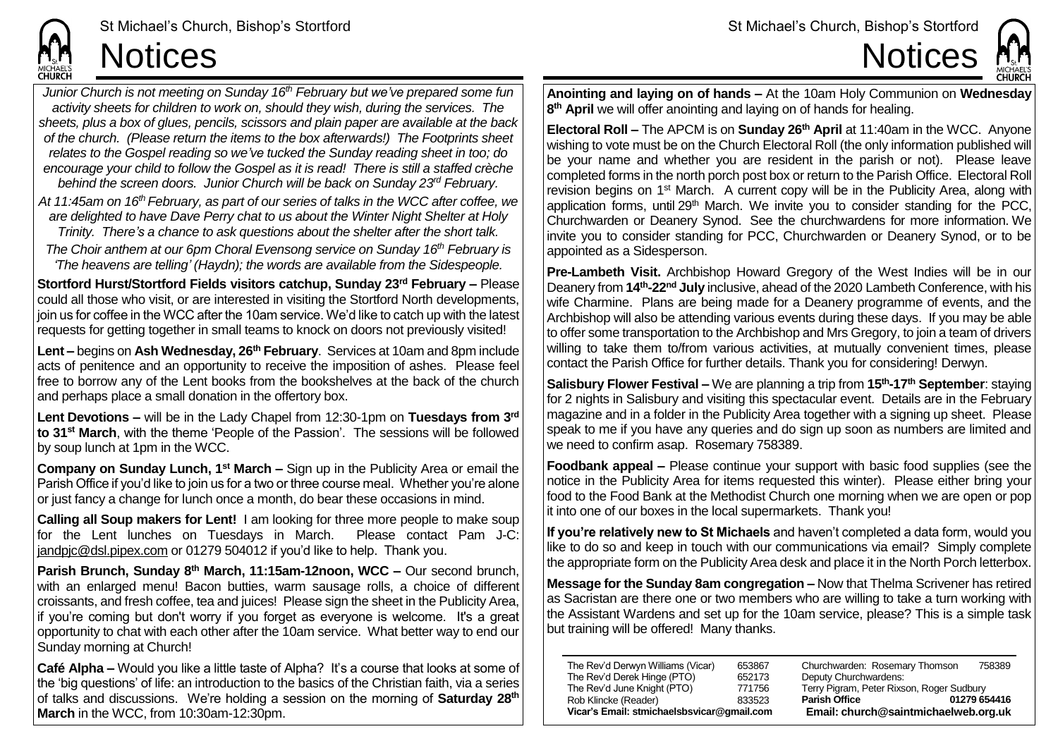# Notices

*Junior Church is not meeting on Sunday 16th February but we've prepared some fun activity sheets for children to work on, should they wish, during the services. The sheets, plus a box of glues, pencils, scissors and plain paper are available at the back of the church. (Please return the items to the box afterwards!) The Footprints sheet relates to the Gospel reading so we've tucked the Sunday reading sheet in too; do encourage your child to follow the Gospel as it is read! There is still a staffed crèche behind the screen doors. Junior Church will be back on Sunday 23rd February.*

*At 11:45am on 16th February, as part of our series of talks in the WCC after coffee, we are delighted to have Dave Perry chat to us about the Winter Night Shelter at Holy Trinity. There's a chance to ask questions about the shelter after the short talk.*

*The Choir anthem at our 6pm Choral Evensong service on Sunday 16th February is 'The heavens are telling' (Haydn); the words are available from the Sidespeople.*

**Stortford Hurst/Stortford Fields visitors catchup, Sunday 23rd February –** Please could all those who visit, or are interested in visiting the Stortford North developments, join us for coffee in the WCC after the 10am service. We'd like to catch up with the latest requests for getting together in small teams to knock on doors not previously visited!

**Lent –** begins on **Ash Wednesday, 26th February**. Services at 10am and 8pm include acts of penitence and an opportunity to receive the imposition of ashes. Please feel free to borrow any of the Lent books from the bookshelves at the back of the church and perhaps place a small donation in the offertory box.

**Lent Devotions –** will be in the Lady Chapel from 12:30-1pm on **Tuesdays from 3rd to 31st March**, with the theme 'People of the Passion'. The sessions will be followed by soup lunch at 1pm in the WCC.

**Company on Sunday Lunch, 1st March –** Sign up in the Publicity Area or email the Parish Office if you'd like to join us for a two or three course meal. Whether you're alone or just fancy a change for lunch once a month, do bear these occasions in mind.

**Calling all Soup makers for Lent!** I am looking for three more people to make soup for the Lent lunches on Tuesdays in March. Please contact Pam J-C: jandpjc@dsl.pipex.com or 01279 504012 if you'd like to help. Thank you.

**Parish Brunch, Sunday 8th March, 11:15am-12noon, WCC –** Our second brunch, with an enlarged menu! Bacon butties, warm sausage rolls, a choice of different croissants, and fresh coffee, tea and juices! Please sign the sheet in the Publicity Area, if you're coming but don't worry if you forget as everyone is welcome. It's a great opportunity to chat with each other after the 10am service. What better way to end our Sunday morning at Church!

**Café Alpha –** Would you like a little taste of Alpha? It's a course that looks at some of the 'big questions' of life: an introduction to the basics of the Christian faith, via a series of talks and discussions. We're holding a session on the morning of **Saturday 28th March** in the WCC, from 10:30am-12:30pm.

**Anointing and laying on of hands –** At the 10am Holy Communion on **Wednesday 8th April** we will offer anointing and laying on of hands for healing.

**Electoral Roll –** The APCM is on **Sunday 26th April** at 11:40am in the WCC. Anyone wishing to vote must be on the Church Electoral Roll (the only information published will be your name and whether you are resident in the parish or not). Please leave completed forms in the north porch post box or return to the Parish Office. Electoral Roll revision begins on 1st March. A current copy will be in the Publicity Area, along with application forms, until 29th March. We invite you to consider standing for the PCC, Churchwarden or Deanery Synod. See the churchwardens for more information. We invite you to consider standing for PCC, Churchwarden or Deanery Synod, or to be appointed as a Sidesperson.

**Pre-Lambeth Visit.** Archbishop Howard Gregory of the West Indies will be in our Deanery from **14th-22nd July** inclusive, ahead of the 2020 Lambeth Conference, with his wife Charmine. Plans are being made for a Deanery programme of events, and the Archbishop will also be attending various events during these days. If you may be able to offer some transportation to the Archbishop and Mrs Gregory, to join a team of drivers willing to take them to/from various activities, at mutually convenient times, please contact the Parish Office for further details. Thank you for considering! Derwyn.

**Salisbury Flower Festival –** We are planning a trip from **15th-17th September**: staying for 2 nights in Salisbury and visiting this spectacular event. Details are in the February magazine and in a folder in the Publicity Area together with a signing up sheet. Please speak to me if you have any queries and do sign up soon as numbers are limited and we need to confirm asap. Rosemary 758389.

**Foodbank appeal –** Please continue your support with basic food supplies (see the notice in the Publicity Area for items requested this winter). Please either bring your food to the Food Bank at the Methodist Church one morning when we are open or pop it into one of our boxes in the local supermarkets. Thank you!

**If you're relatively new to St Michaels** and haven't completed a data form, would you like to do so and keep in touch with our communications via email? Simply complete the appropriate form on the Publicity Area desk and place it in the North Porch letterbox.

**Message for the Sunday 8am congregation –** Now that Thelma Scrivener has retired as Sacristan are there one or two members who are willing to take a turn working with the Assistant Wardens and set up for the 10am service, please? This is a simple task but training will be offered! Many thanks.

| | | | |
|---|---|---|---|
| The Rev'd Derwyn Williams (Vicar) | 653867 | Churchwarden: Rosemary Thomson | 758389 |
| The Rev'd Derek Hinge (PTO) | 652173 | Deputy Churchwardens: | |
| The Rev'd June Knight (PTO) | 771756 | Terry Pigram, Peter Rixson, Roger Sudbury | |
| Rob Klincke (Reader) | 833523 | **Parish Office** | **01279 654416** |
| **Vicar's Email: stmichaelsbsvicar@gmail.com** | | **Email: church@saintmichaelweb.org.uk** | |